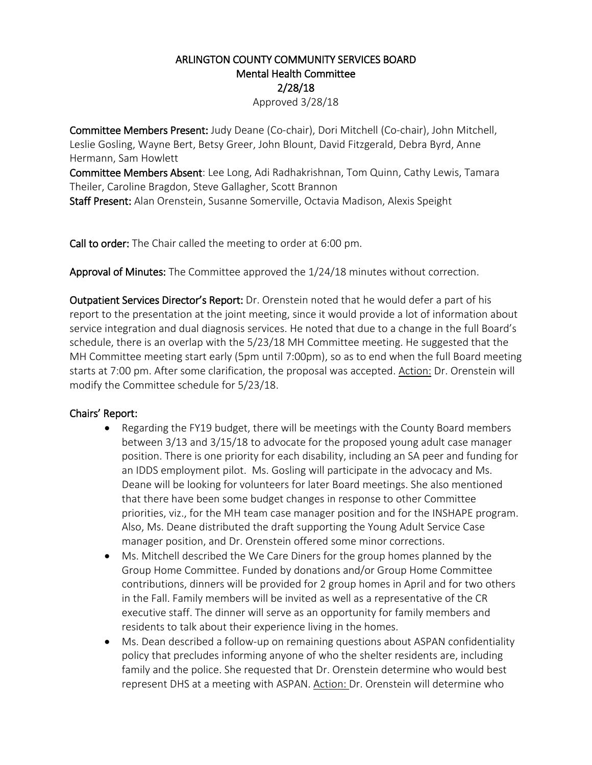# ARLINGTON COUNTY COMMUNITY SERVICES BOARD
## Mental Health Committee
## 2/28/18

Approved 3/28/18

**Committee Members Present:** Judy Deane (Co-chair), Dori Mitchell (Co-chair), John Mitchell, Leslie Gosling, Wayne Bert, Betsy Greer, John Blount, David Fitzgerald, Debra Byrd, Anne Hermann, Sam Howlett
**Committee Members Absent**: Lee Long, Adi Radhakrishnan, Tom Quinn, Cathy Lewis, Tamara Theiler, Caroline Bragdon, Steve Gallagher, Scott Brannon
**Staff Present:** Alan Orenstein, Susanne Somerville, Octavia Madison, Alexis Speight

**Call to order:** The Chair called the meeting to order at 6:00 pm.

**Approval of Minutes:** The Committee approved the 1/24/18 minutes without correction.

**Outpatient Services Director's Report:** Dr. Orenstein noted that he would defer a part of his report to the presentation at the joint meeting, since it would provide a lot of information about service integration and dual diagnosis services. He noted that due to a change in the full Board's schedule, there is an overlap with the 5/23/18 MH Committee meeting. He suggested that the MH Committee meeting start early (5pm until 7:00pm), so as to end when the full Board meeting starts at 7:00 pm. After some clarification, the proposal was accepted. Action: Dr. Orenstein will modify the Committee schedule for 5/23/18.

**Chairs' Report:**

- Regarding the FY19 budget, there will be meetings with the County Board members between 3/13 and 3/15/18 to advocate for the proposed young adult case manager position. There is one priority for each disability, including an SA peer and funding for an IDDS employment pilot. Ms. Gosling will participate in the advocacy and Ms. Deane will be looking for volunteers for later Board meetings. She also mentioned that there have been some budget changes in response to other Committee priorities, viz., for the MH team case manager position and for the INSHAPE program. Also, Ms. Deane distributed the draft supporting the Young Adult Service Case manager position, and Dr. Orenstein offered some minor corrections.
- Ms. Mitchell described the We Care Diners for the group homes planned by the Group Home Committee. Funded by donations and/or Group Home Committee contributions, dinners will be provided for 2 group homes in April and for two others in the Fall. Family members will be invited as well as a representative of the CR executive staff. The dinner will serve as an opportunity for family members and residents to talk about their experience living in the homes.
- Ms. Dean described a follow-up on remaining questions about ASPAN confidentiality policy that precludes informing anyone of who the shelter residents are, including family and the police. She requested that Dr. Orenstein determine who would best represent DHS at a meeting with ASPAN. Action: Dr. Orenstein will determine who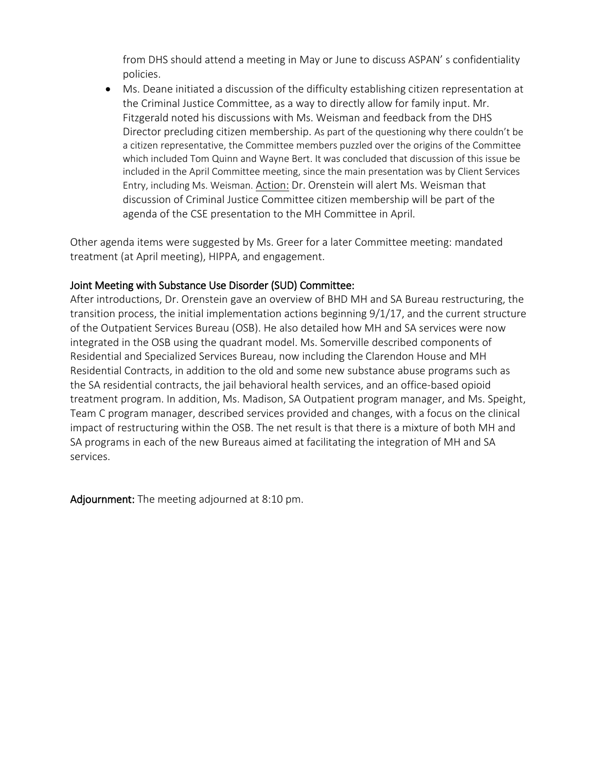from DHS should attend a meeting in May or June to discuss ASPAN' s confidentiality policies.

- Ms. Deane initiated a discussion of the difficulty establishing citizen representation at the Criminal Justice Committee, as a way to directly allow for family input. Mr. Fitzgerald noted his discussions with Ms. Weisman and feedback from the DHS Director precluding citizen membership. As part of the questioning why there couldn't be a citizen representative, the Committee members puzzled over the origins of the Committee which included Tom Quinn and Wayne Bert. It was concluded that discussion of this issue be included in the April Committee meeting, since the main presentation was by Client Services Entry, including Ms. Weisman. Action: Dr. Orenstein will alert Ms. Weisman that discussion of Criminal Justice Committee citizen membership will be part of the agenda of the CSE presentation to the MH Committee in April.

Other agenda items were suggested by Ms. Greer for a later Committee meeting: mandated treatment (at April meeting), HIPPA, and engagement.

## Joint Meeting with Substance Use Disorder (SUD) Committee:

After introductions, Dr. Orenstein gave an overview of BHD MH and SA Bureau restructuring, the transition process, the initial implementation actions beginning 9/1/17, and the current structure of the Outpatient Services Bureau (OSB). He also detailed how MH and SA services were now integrated in the OSB using the quadrant model. Ms. Somerville described components of Residential and Specialized Services Bureau, now including the Clarendon House and MH Residential Contracts, in addition to the old and some new substance abuse programs such as the SA residential contracts, the jail behavioral health services, and an office-based opioid treatment program. In addition, Ms. Madison, SA Outpatient program manager, and Ms. Speight, Team C program manager, described services provided and changes, with a focus on the clinical impact of restructuring within the OSB. The net result is that there is a mixture of both MH and SA programs in each of the new Bureaus aimed at facilitating the integration of MH and SA services.

**Adjournment:** The meeting adjourned at 8:10 pm.